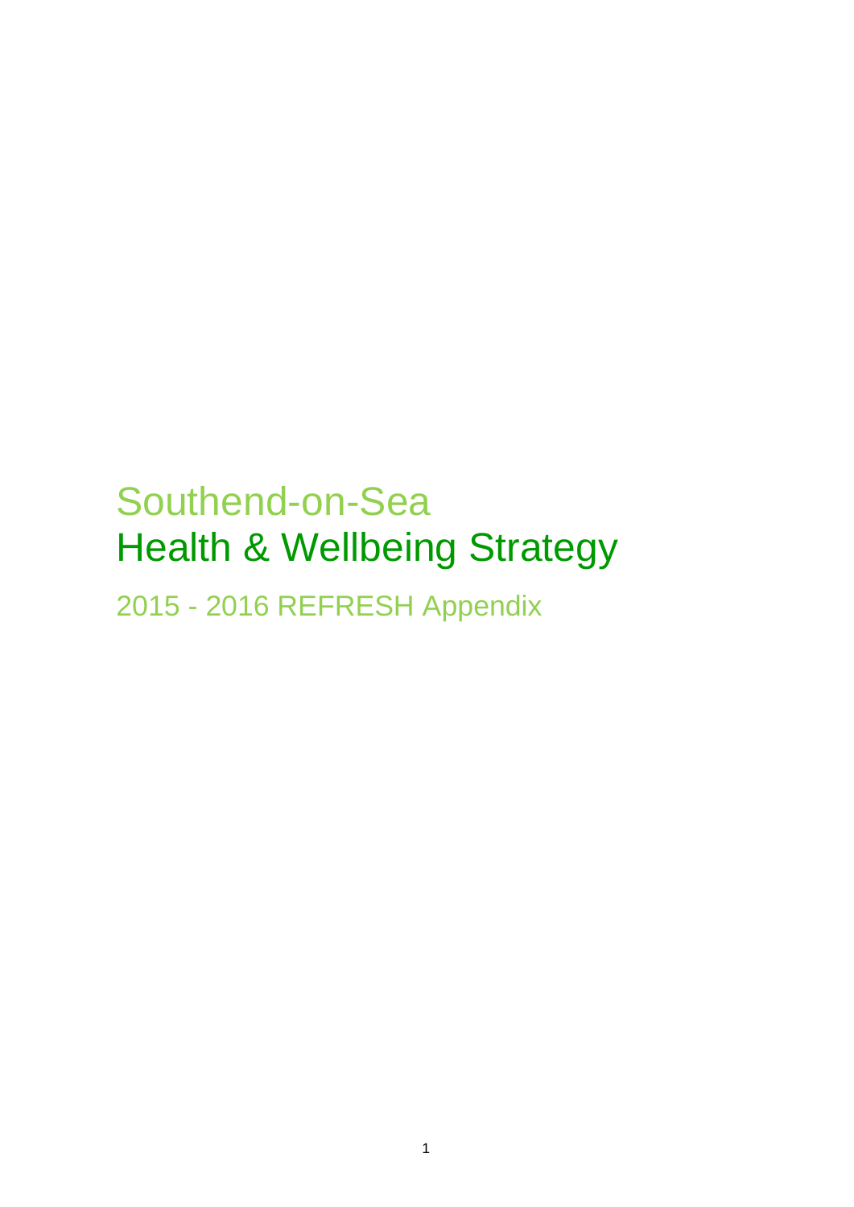# Southend-on-Sea
# Health & Wellbeing Strategy

## 2015 - 2016 REFRESH Appendix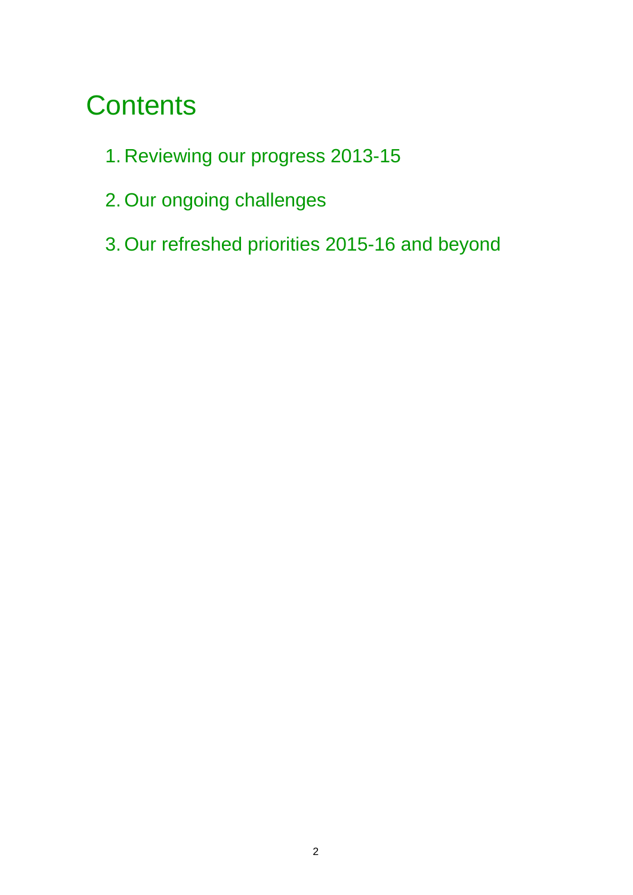# Contents

1. Reviewing our progress 2013-15
2. Our ongoing challenges
3. Our refreshed priorities 2015-16 and beyond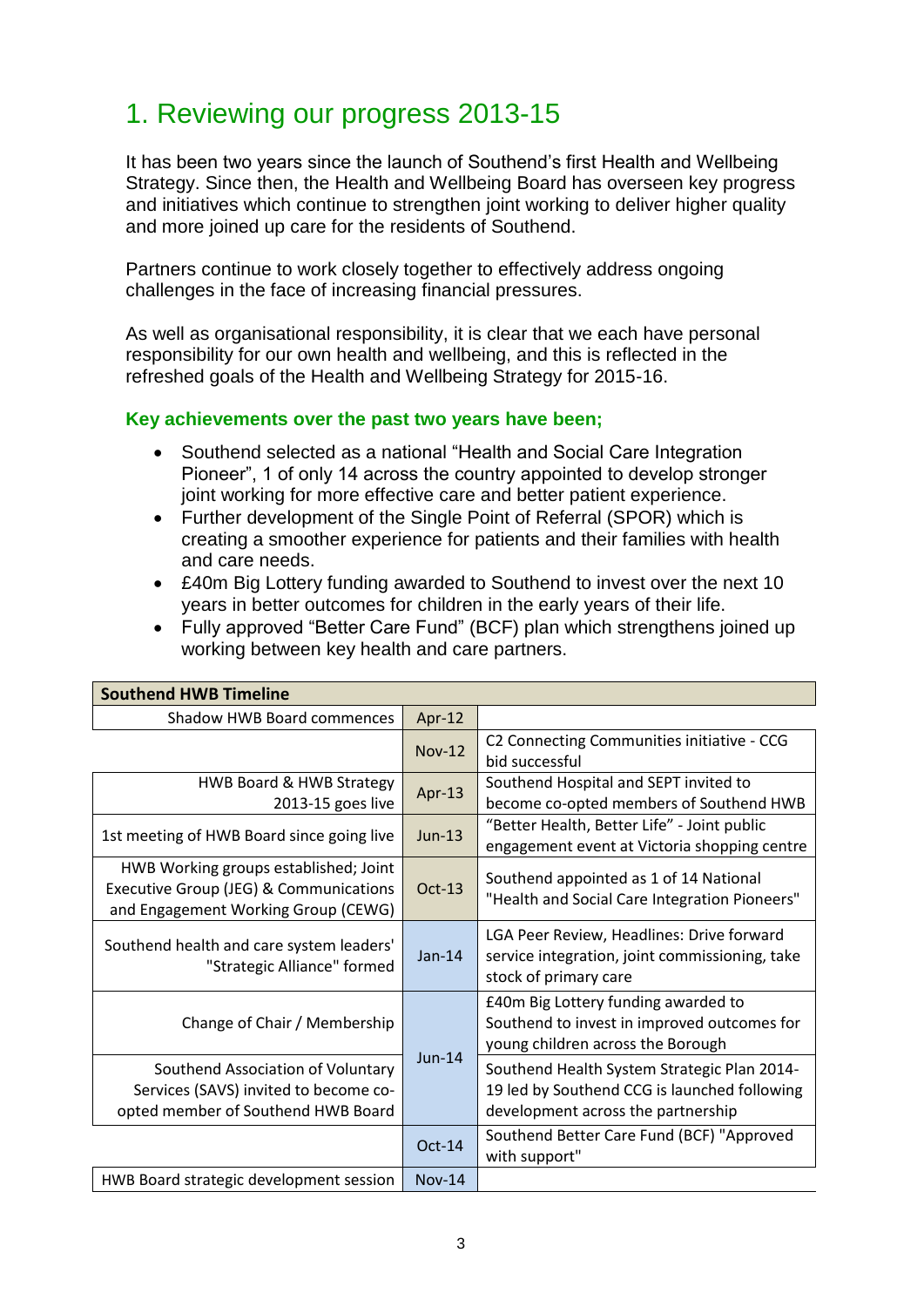# 1. Reviewing our progress 2013-15

It has been two years since the launch of Southend's first Health and Wellbeing Strategy. Since then, the Health and Wellbeing Board has overseen key progress and initiatives which continue to strengthen joint working to deliver higher quality and more joined up care for the residents of Southend.

Partners continue to work closely together to effectively address ongoing challenges in the face of increasing financial pressures.

As well as organisational responsibility, it is clear that we each have personal responsibility for our own health and wellbeing, and this is reflected in the refreshed goals of the Health and Wellbeing Strategy for 2015-16.

### Key achievements over the past two years have been;

- Southend selected as a national "Health and Social Care Integration Pioneer", 1 of only 14 across the country appointed to develop stronger joint working for more effective care and better patient experience.
- Further development of the Single Point of Referral (SPOR) which is creating a smoother experience for patients and their families with health and care needs.
- £40m Big Lottery funding awarded to Southend to invest over the next 10 years in better outcomes for children in the early years of their life.
- Fully approved "Better Care Fund" (BCF) plan which strengthens joined up working between key health and care partners.

| Southend HWB Timeline | | |
|---|---|---|
| Shadow HWB Board commences | Apr-12 | |
| | Nov-12 | C2 Connecting Communities initiative - CCG bid successful |
| HWB Board & HWB Strategy 2013-15 goes live | Apr-13 | Southend Hospital and SEPT invited to become co-opted members of Southend HWB |
| 1st meeting of HWB Board since going live | Jun-13 | "Better Health, Better Life" - Joint public engagement event at Victoria shopping centre |
| HWB Working groups established; Joint Executive Group (JEG) & Communications and Engagement Working Group (CEWG) | Oct-13 | Southend appointed as 1 of 14 National "Health and Social Care Integration Pioneers" |
| Southend health and care system leaders' "Strategic Alliance" formed | Jan-14 | LGA Peer Review, Headlines: Drive forward service integration, joint commissioning, take stock of primary care |
| Change of Chair / Membership | Jun-14 | £40m Big Lottery funding awarded to Southend to invest in improved outcomes for young children across the Borough |
| Southend Association of Voluntary Services (SAVS) invited to become co-opted member of Southend HWB Board | Jun-14 | Southend Health System Strategic Plan 2014-19 led by Southend CCG is launched following development across the partnership |
| | Oct-14 | Southend Better Care Fund (BCF) "Approved with support" |
| HWB Board strategic development session | Nov-14 | |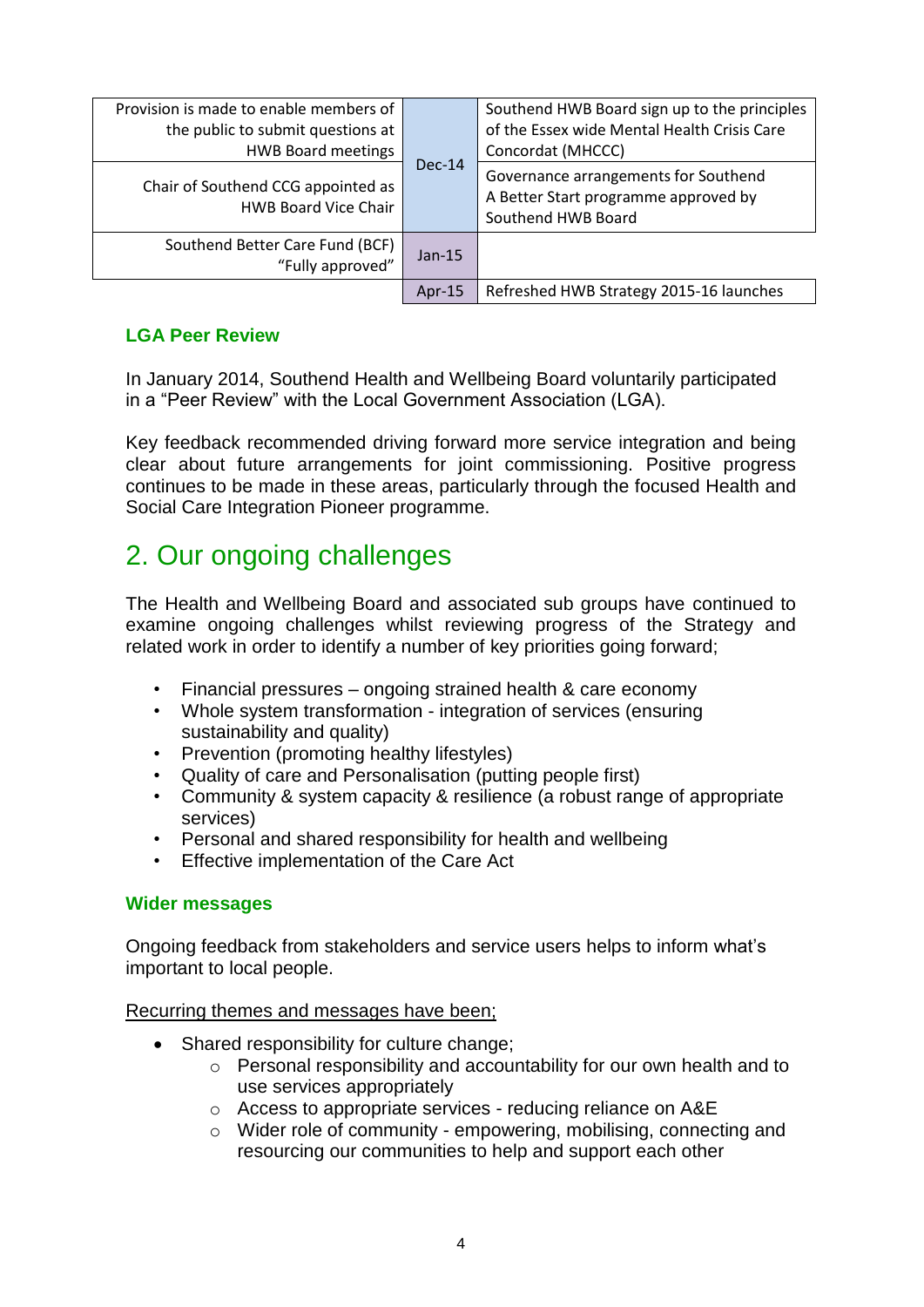| | | |
|---|---|---|
| Provision is made to enable members of the public to submit questions at HWB Board meetings | Dec-14 | Southend HWB Board sign up to the principles of the Essex wide Mental Health Crisis Care Concordat (MHCCC) |
| Chair of Southend CCG appointed as HWB Board Vice Chair | | Governance arrangements for Southend A Better Start programme approved by Southend HWB Board |
| Southend Better Care Fund (BCF) "Fully approved" | Jan-15 | |
| | Apr-15 | Refreshed HWB Strategy 2015-16 launches |

### LGA Peer Review

In January 2014, Southend Health and Wellbeing Board voluntarily participated in a "Peer Review" with the Local Government Association (LGA).

Key feedback recommended driving forward more service integration and being clear about future arrangements for joint commissioning. Positive progress continues to be made in these areas, particularly through the focused Health and Social Care Integration Pioneer programme.

## 2. Our ongoing challenges

The Health and Wellbeing Board and associated sub groups have continued to examine ongoing challenges whilst reviewing progress of the Strategy and related work in order to identify a number of key priorities going forward;

- Financial pressures – ongoing strained health & care economy
- Whole system transformation - integration of services (ensuring sustainability and quality)
- Prevention (promoting healthy lifestyles)
- Quality of care and Personalisation (putting people first)
- Community & system capacity & resilience (a robust range of appropriate services)
- Personal and shared responsibility for health and wellbeing
- Effective implementation of the Care Act

### Wider messages

Ongoing feedback from stakeholders and service users helps to inform what's important to local people.

Recurring themes and messages have been;

- Shared responsibility for culture change;
  - Personal responsibility and accountability for our own health and to use services appropriately
  - Access to appropriate services - reducing reliance on A&E
  - Wider role of community - empowering, mobilising, connecting and resourcing our communities to help and support each other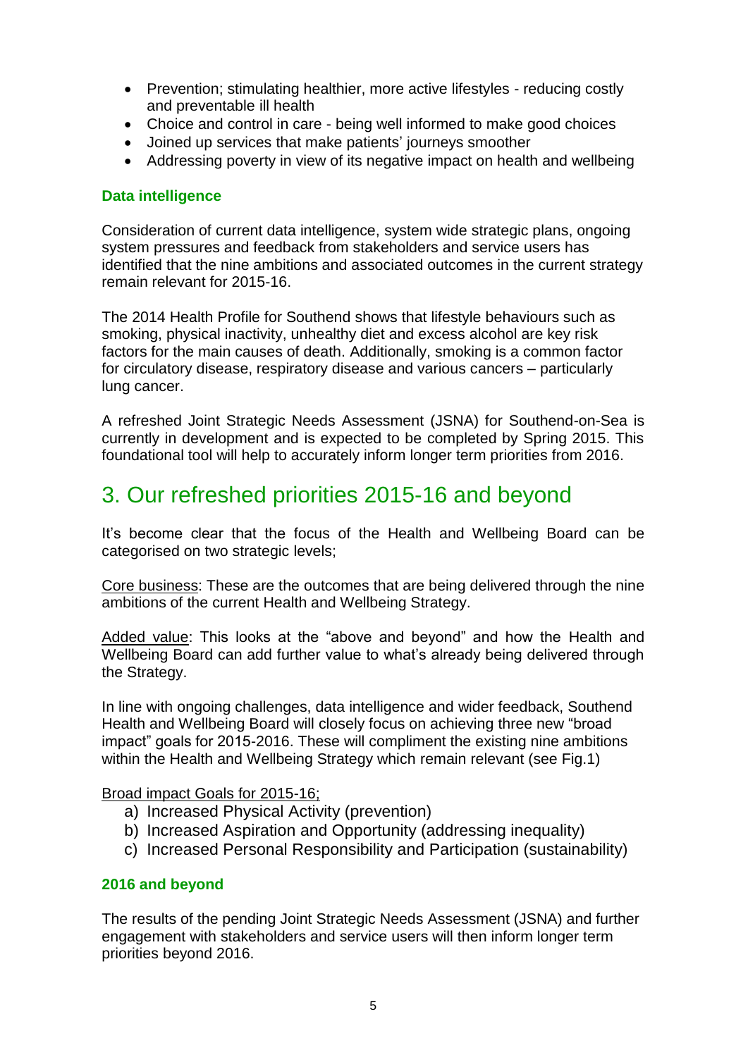- Prevention; stimulating healthier, more active lifestyles - reducing costly and preventable ill health
- Choice and control in care - being well informed to make good choices
- Joined up services that make patients' journeys smoother
- Addressing poverty in view of its negative impact on health and wellbeing

### Data intelligence

Consideration of current data intelligence, system wide strategic plans, ongoing system pressures and feedback from stakeholders and service users has identified that the nine ambitions and associated outcomes in the current strategy remain relevant for 2015-16.

The 2014 Health Profile for Southend shows that lifestyle behaviours such as smoking, physical inactivity, unhealthy diet and excess alcohol are key risk factors for the main causes of death. Additionally, smoking is a common factor for circulatory disease, respiratory disease and various cancers – particularly lung cancer.

A refreshed Joint Strategic Needs Assessment (JSNA) for Southend-on-Sea is currently in development and is expected to be completed by Spring 2015. This foundational tool will help to accurately inform longer term priorities from 2016.

## 3. Our refreshed priorities 2015-16 and beyond

It's become clear that the focus of the Health and Wellbeing Board can be categorised on two strategic levels;

Core business: These are the outcomes that are being delivered through the nine ambitions of the current Health and Wellbeing Strategy.

Added value: This looks at the "above and beyond" and how the Health and Wellbeing Board can add further value to what's already being delivered through the Strategy.

In line with ongoing challenges, data intelligence and wider feedback, Southend Health and Wellbeing Board will closely focus on achieving three new "broad impact" goals for 2015-2016. These will compliment the existing nine ambitions within the Health and Wellbeing Strategy which remain relevant (see Fig.1)

Broad impact Goals for 2015-16;

a) Increased Physical Activity (prevention)
b) Increased Aspiration and Opportunity (addressing inequality)
c) Increased Personal Responsibility and Participation (sustainability)

### 2016 and beyond

The results of the pending Joint Strategic Needs Assessment (JSNA) and further engagement with stakeholders and service users will then inform longer term priorities beyond 2016.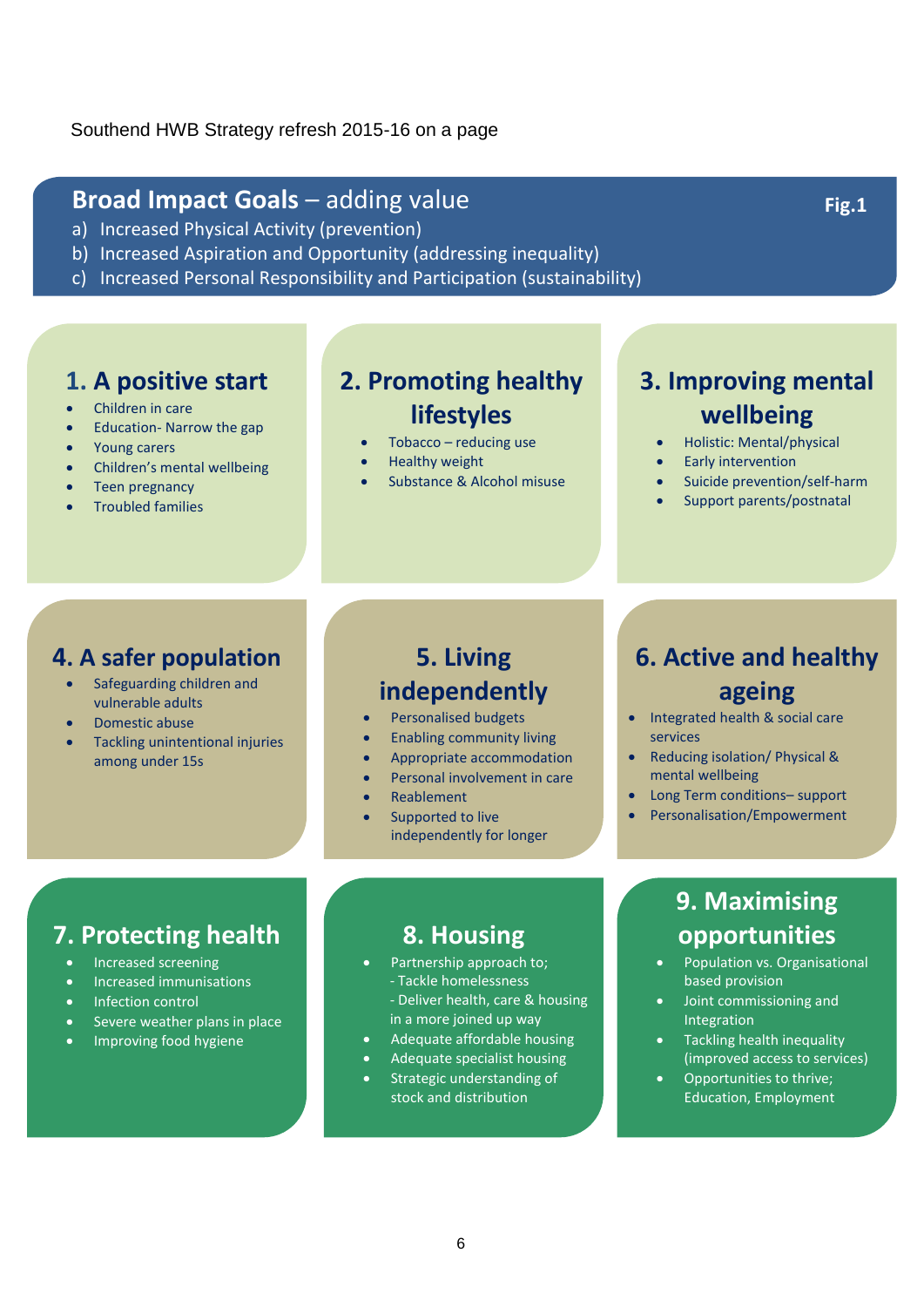Southend HWB Strategy refresh 2015-16 on a page

## Broad Impact Goals – adding value

Fig.1

a) Increased Physical Activity (prevention)
b) Increased Aspiration and Opportunity (addressing inequality)
c) Increased Personal Responsibility and Participation (sustainability)

### 1. A positive start

- Children in care
- Education- Narrow the gap
- Young carers
- Children's mental wellbeing
- Teen pregnancy
- Troubled families

### 2. Promoting healthy lifestyles

- Tobacco – reducing use
- Healthy weight
- Substance & Alcohol misuse

### 3. Improving mental wellbeing

- Holistic: Mental/physical
- Early intervention
- Suicide prevention/self-harm
- Support parents/postnatal

### 4. A safer population

- Safeguarding children and vulnerable adults
- Domestic abuse
- Tackling unintentional injuries among under 15s

### 5. Living independently

- Personalised budgets
- Enabling community living
- Appropriate accommodation
- Personal involvement in care
- Reablement
- Supported to live independently for longer

### 6. Active and healthy ageing

- Integrated health & social care services
- Reducing isolation/ Physical & mental wellbeing
- Long Term conditions– support
- Personalisation/Empowerment

### 7. Protecting health

- Increased screening
- Increased immunisations
- Infection control
- Severe weather plans in place
- Improving food hygiene

### 8. Housing

- Partnership approach to;
  - Tackle homelessness
  - Deliver health, care & housing in a more joined up way
- Adequate affordable housing
- Adequate specialist housing
- Strategic understanding of stock and distribution

### 9. Maximising opportunities

- Population vs. Organisational based provision
- Joint commissioning and Integration
- Tackling health inequality (improved access to services)
- Opportunities to thrive; Education, Employment